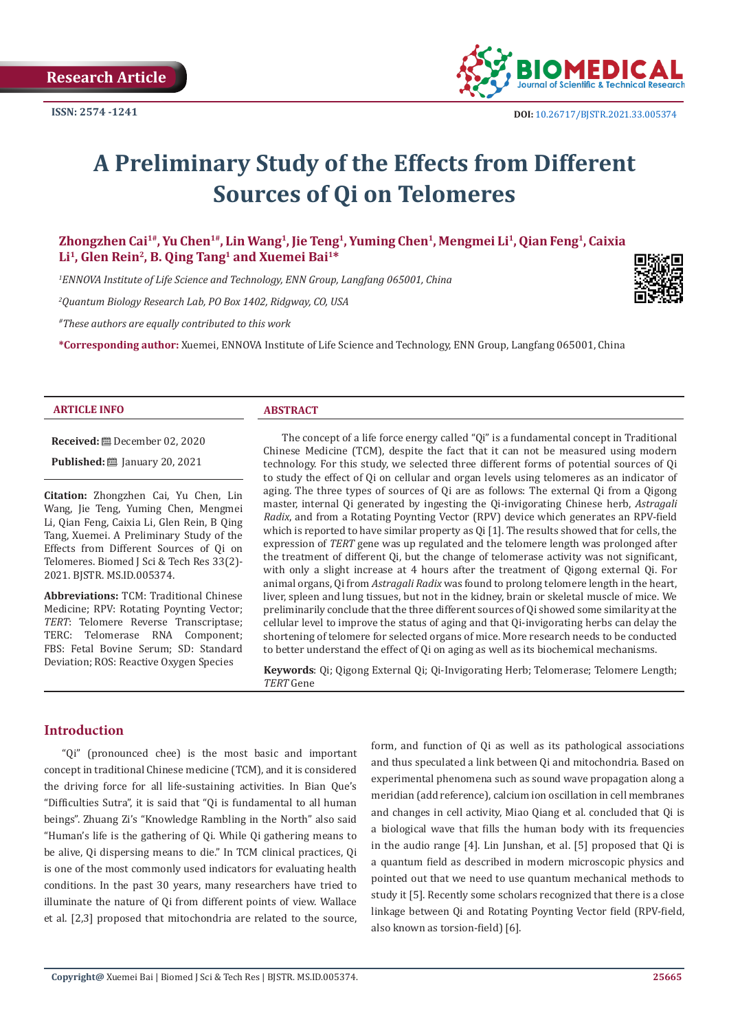Research Article

ISSN: 2574 -1241

DOI: 10.26717/BJSTR.2021.33.005374

# A Preliminary Study of the Effects from Different Sources of Qi on Telomeres

**Zhongzhen Cai[1#], Yu Chen[1#], Lin Wang[1], Jie Teng[1], Yuming Chen[1], Mengmei Li[1], Qian Feng[1], Caixia Li[1], Glen Rein[2], B. Qing Tang[1] and Xuemei Bai[1*]**

[1]*ENNOVA Institute of Life Science and Technology, ENN Group, Langfang 065001, China*

[2]*Quantum Biology Research Lab, PO Box 1402, Ridgway, CO, USA*

[#]*These authors are equally contributed to this work*

**\*Corresponding author:** Xuemei, ENNOVA Institute of Life Science and Technology, ENN Group, Langfang 065001, China

### ARTICLE INFO

**Received:** December 02, 2020

**Published:** January 20, 2021

**Citation:** Zhongzhen Cai, Yu Chen, Lin Wang, Jie Teng, Yuming Chen, Mengmei Li, Qian Feng, Caixia Li, Glen Rein, B Qing Tang, Xuemei. A Preliminary Study of the Effects from Different Sources of Qi on Telomeres. Biomed J Sci & Tech Res 33(2)-2021. BJSTR. MS.ID.005374.

**Abbreviations:** TCM: Traditional Chinese Medicine; RPV: Rotating Poynting Vector; *TERT*: Telomere Reverse Transcriptase; TERC: Telomerase RNA Component; FBS: Fetal Bovine Serum; SD: Standard Deviation; ROS: Reactive Oxygen Species

### ABSTRACT

The concept of a life force energy called "Qi" is a fundamental concept in Traditional Chinese Medicine (TCM), despite the fact that it can not be measured using modern technology. For this study, we selected three different forms of potential sources of Qi to study the effect of Qi on cellular and organ levels using telomeres as an indicator of aging. The three types of sources of Qi are as follows: The external Qi from a Qigong master, internal Qi generated by ingesting the Qi-invigorating Chinese herb, *Astragali Radix*, and from a Rotating Poynting Vector (RPV) device which generates an RPV-field which is reported to have similar property as Qi [1]. The results showed that for cells, the expression of *TERT* gene was up regulated and the telomere length was prolonged after the treatment of different Qi, but the change of telomerase activity was not significant, with only a slight increase at 4 hours after the treatment of Qigong external Qi. For animal organs, Qi from *Astragali Radix* was found to prolong telomere length in the heart, liver, spleen and lung tissues, but not in the kidney, brain or skeletal muscle of mice. We preliminarily conclude that the three different sources of Qi showed some similarity at the cellular level to improve the status of aging and that Qi-invigorating herbs can delay the shortening of telomere for selected organs of mice. More research needs to be conducted to better understand the effect of Qi on aging as well as its biochemical mechanisms.

**Keywords**: Qi; Qigong External Qi; Qi-Invigorating Herb; Telomerase; Telomere Length; *TERT* Gene

## Introduction

"Qi" (pronounced chee) is the most basic and important concept in traditional Chinese medicine (TCM), and it is considered the driving force for all life-sustaining activities. In Bian Que's "Difficulties Sutra", it is said that "Qi is fundamental to all human beings". Zhuang Zi's "Knowledge Rambling in the North" also said "Human's life is the gathering of Qi. While Qi gathering means to be alive, Qi dispersing means to die." In TCM clinical practices, Qi is one of the most commonly used indicators for evaluating health conditions. In the past 30 years, many researchers have tried to illuminate the nature of Qi from different points of view. Wallace et al. [2,3] proposed that mitochondria are related to the source, form, and function of Qi as well as its pathological associations and thus speculated a link between Qi and mitochondria. Based on experimental phenomena such as sound wave propagation along a meridian (add reference), calcium ion oscillation in cell membranes and changes in cell activity, Miao Qiang et al. concluded that Qi is a biological wave that fills the human body with its frequencies in the audio range [4]. Lin Junshan, et al. [5] proposed that Qi is a quantum field as described in modern microscopic physics and pointed out that we need to use quantum mechanical methods to study it [5]. Recently some scholars recognized that there is a close linkage between Qi and Rotating Poynting Vector field (RPV-field, also known as torsion-field) [6].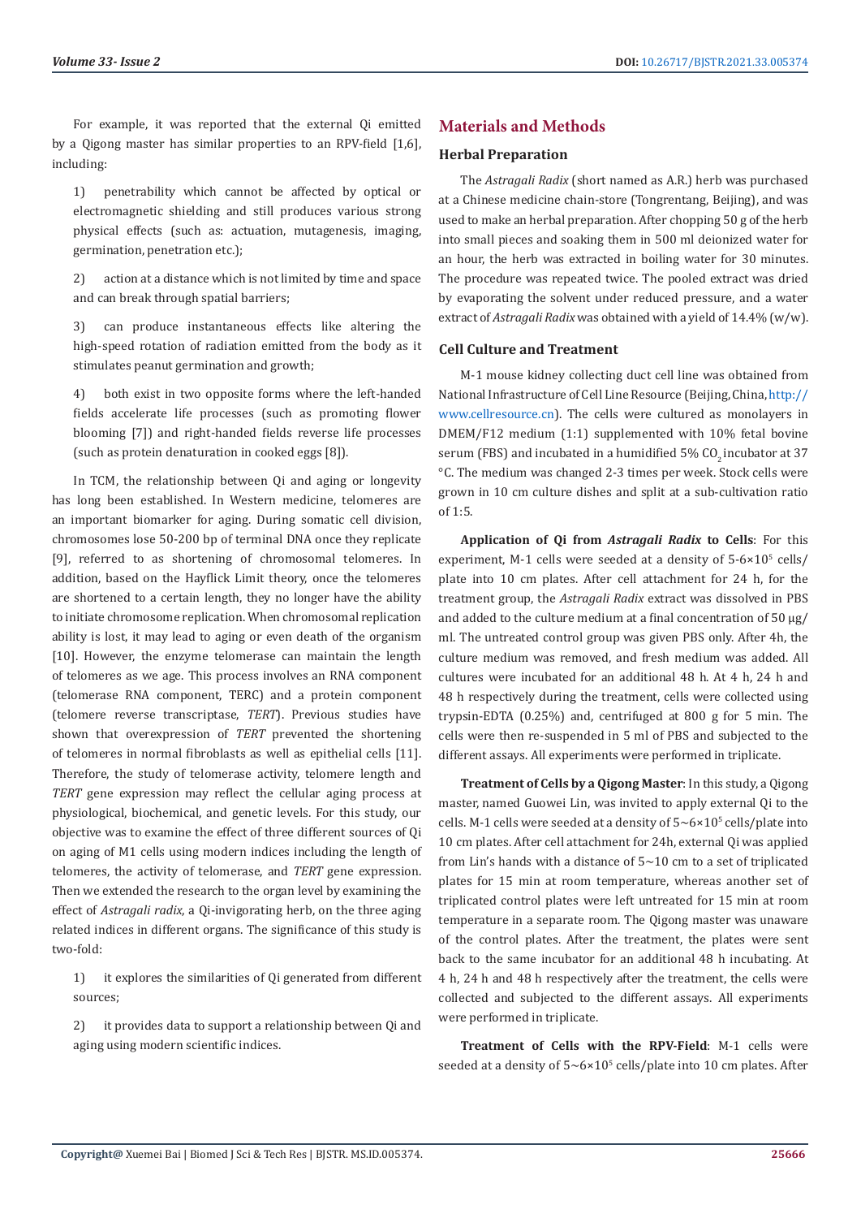For example, it was reported that the external Qi emitted by a Qigong master has similar properties to an RPV-field [1,6], including:

1) penetrability which cannot be affected by optical or electromagnetic shielding and still produces various strong physical effects (such as: actuation, mutagenesis, imaging, germination, penetration etc.);

2) action at a distance which is not limited by time and space and can break through spatial barriers;

3) can produce instantaneous effects like altering the high-speed rotation of radiation emitted from the body as it stimulates peanut germination and growth;

4) both exist in two opposite forms where the left-handed fields accelerate life processes (such as promoting flower blooming [7]) and right-handed fields reverse life processes (such as protein denaturation in cooked eggs [8]).

In TCM, the relationship between Qi and aging or longevity has long been established. In Western medicine, telomeres are an important biomarker for aging. During somatic cell division, chromosomes lose 50-200 bp of terminal DNA once they replicate [9], referred to as shortening of chromosomal telomeres. In addition, based on the Hayflick Limit theory, once the telomeres are shortened to a certain length, they no longer have the ability to initiate chromosome replication. When chromosomal replication ability is lost, it may lead to aging or even death of the organism [10]. However, the enzyme telomerase can maintain the length of telomeres as we age. This process involves an RNA component (telomerase RNA component, TERC) and a protein component (telomere reverse transcriptase, *TERT*). Previous studies have shown that overexpression of *TERT* prevented the shortening of telomeres in normal fibroblasts as well as epithelial cells [11]. Therefore, the study of telomerase activity, telomere length and *TERT* gene expression may reflect the cellular aging process at physiological, biochemical, and genetic levels. For this study, our objective was to examine the effect of three different sources of Qi on aging of M1 cells using modern indices including the length of telomeres, the activity of telomerase, and *TERT* gene expression. Then we extended the research to the organ level by examining the effect of *Astragali radix*, a Qi-invigorating herb, on the three aging related indices in different organs. The significance of this study is two-fold:

1) it explores the similarities of Qi generated from different sources;

2) it provides data to support a relationship between Qi and aging using modern scientific indices.

## Materials and Methods

### Herbal Preparation

The *Astragali Radix* (short named as A.R.) herb was purchased at a Chinese medicine chain-store (Tongrentang, Beijing), and was used to make an herbal preparation. After chopping 50 g of the herb into small pieces and soaking them in 500 ml deionized water for an hour, the herb was extracted in boiling water for 30 minutes. The procedure was repeated twice. The pooled extract was dried by evaporating the solvent under reduced pressure, and a water extract of *Astragali Radix* was obtained with a yield of 14.4% (w/w).

### Cell Culture and Treatment

M-1 mouse kidney collecting duct cell line was obtained from National Infrastructure of Cell Line Resource (Beijing, China, http://www.cellresource.cn). The cells were cultured as monolayers in DMEM/F12 medium (1:1) supplemented with 10% fetal bovine serum (FBS) and incubated in a humidified 5% $CO_2$ incubator at 37 °C. The medium was changed 2-3 times per week. Stock cells were grown in 10 cm culture dishes and split at a sub-cultivation ratio of 1:5.

**Application of Qi from *Astragali Radix* to Cells**: For this experiment, M-1 cells were seeded at a density of 5-6×$10^5$ cells/plate into 10 cm plates. After cell attachment for 24 h, for the treatment group, the *Astragali Radix* extract was dissolved in PBS and added to the culture medium at a final concentration of 50 μg/ml. The untreated control group was given PBS only. After 4h, the culture medium was removed, and fresh medium was added. All cultures were incubated for an additional 48 h. At 4 h, 24 h and 48 h respectively during the treatment, cells were collected using trypsin-EDTA (0.25%) and, centrifuged at 800 g for 5 min. The cells were then re-suspended in 5 ml of PBS and subjected to the different assays. All experiments were performed in triplicate.

**Treatment of Cells by a Qigong Master**: In this study, a Qigong master, named Guowei Lin, was invited to apply external Qi to the cells. M-1 cells were seeded at a density of 5~6×$10^5$ cells/plate into 10 cm plates. After cell attachment for 24h, external Qi was applied from Lin's hands with a distance of 5~10 cm to a set of triplicated plates for 15 min at room temperature, whereas another set of triplicated control plates were left untreated for 15 min at room temperature in a separate room. The Qigong master was unaware of the control plates. After the treatment, the plates were sent back to the same incubator for an additional 48 h incubating. At 4 h, 24 h and 48 h respectively after the treatment, the cells were collected and subjected to the different assays. All experiments were performed in triplicate.

**Treatment of Cells with the RPV-Field**: M-1 cells were seeded at a density of 5~6×$10^5$ cells/plate into 10 cm plates. After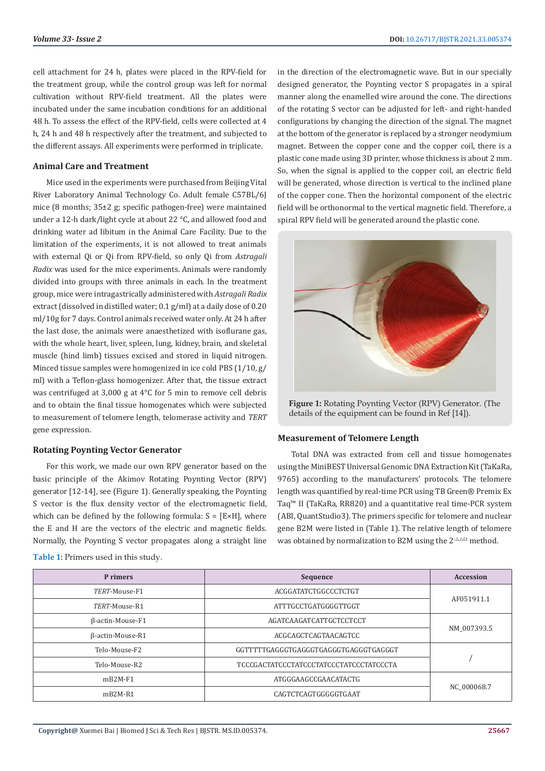cell attachment for 24 h, plates were placed in the RPV-field for the treatment group, while the control group was left for normal cultivation without RPV-field treatment. All the plates were incubated under the same incubation conditions for an additional 48 h. To assess the effect of the RPV-field, cells were collected at 4 h, 24 h and 48 h respectively after the treatment, and subjected to the different assays. All experiments were performed in triplicate.

### Animal Care and Treatment

Mice used in the experiments were purchased from Beijing Vital River Laboratory Animal Technology Co. Adult female C57BL/6J mice (8 months; 35±2 g; specific pathogen-free) were maintained under a 12-h dark/light cycle at about 22 °C, and allowed food and drinking water ad libitum in the Animal Care Facility. Due to the limitation of the experiments, it is not allowed to treat animals with external Qi or Qi from RPV-field, so only Qi from *Astragali Radix* was used for the mice experiments. Animals were randomly divided into groups with three animals in each. In the treatment group, mice were intragastrically administered with *Astragali Radix* extract (dissolved in distilled water; 0.1 g/ml) at a daily dose of 0.20 ml/10g for 7 days. Control animals received water only. At 24 h after the last dose, the animals were anaesthetized with isoflurane gas, with the whole heart, liver, spleen, lung, kidney, brain, and skeletal muscle (hind limb) tissues excised and stored in liquid nitrogen. Minced tissue samples were homogenized in ice cold PBS (1/10, g/ml) with a Teflon-glass homogenizer. After that, the tissue extract was centrifuged at 3,000 g at 4°C for 5 min to remove cell debris and to obtain the final tissue homogenates which were subjected to measurement of telomere length, telomerase activity and *TERT* gene expression.

### Rotating Poynting Vector Generator

For this work, we made our own RPV generator based on the basic principle of the Akimov Rotating Poynting Vector (RPV) generator [12-14], see (Figure 1). Generally speaking, the Poynting S vector is the flux density vector of the electromagnetic field, which can be defined by the following formula: S = [E×H], where the E and H are the vectors of the electric and magnetic fields. Normally, the Poynting S vector propagates along a straight line in the direction of the electromagnetic wave. But in our specially designed generator, the Poynting vector S propagates in a spiral manner along the enamelled wire around the cone. The directions of the rotating S vector can be adjusted for left- and right-handed configurations by changing the direction of the signal. The magnet at the bottom of the generator is replaced by a stronger neodymium magnet. Between the copper cone and the copper coil, there is a plastic cone made using 3D printer, whose thickness is about 2 mm. So, when the signal is applied to the copper coil, an electric field will be generated, whose direction is vertical to the inclined plane of the copper cone. Then the horizontal component of the electric field will be orthonormal to the vertical magnetic field. Therefore, a spiral RPV field will be generated around the plastic cone.

**Figure 1:** Rotating Poynting Vector (RPV) Generator. (The details of the equipment can be found in Ref [14]).

### Measurement of Telomere Length

Total DNA was extracted from cell and tissue homogenates using the MiniBEST Universal Genomic DNA Extraction Kit (TaKaRa, 9765) according to the manufacturers' protocols. The telomere length was quantified by real-time PCR using TB Green® Premix Ex Taq™ II (TaKaRa, RR820) and a quantitative real time-PCR system (ABI, QuantStudio3). The primers specific for telomere and nuclear gene B2M were listed in (Table 1). The relative length of telomere was obtained by normalization to B2M using the $2^{-\Delta\Delta Ct}$ method.

**Table 1:** Primers used in this study.

| Primers | Sequence | Accession |
|---|---|---|
| *TERT*-Mouse-F1 | ACGGATATCTGGCCCTCTGT | AF051911.1 |
| *TERT*-Mouse-R1 | ATTTGCCTGATGGGGTTGGT | |
| β-actin-Mouse-F1 | AGATCAAGATCATTGCTCCTCCT | NM_007393.5 |
| β-actin-Mouse-R1 | ACGCAGCTCAGTAACAGTCC | |
| Telo-Mouse-F2 | GGTTTTTGAGGGTGAGGGTGAGGGTGAGGGTGAGGGT | / |
| Telo-Mouse-R2 | TCCCGACTATCCCTATCCCTATCCCTATCCCTATCCCTA | |
| mB2M-F1 | ATGGGAAGCCGAACATACTG | NC_000068.7 |
| mB2M-R1 | CAGTCTCAGTGGGGGTGAAT | |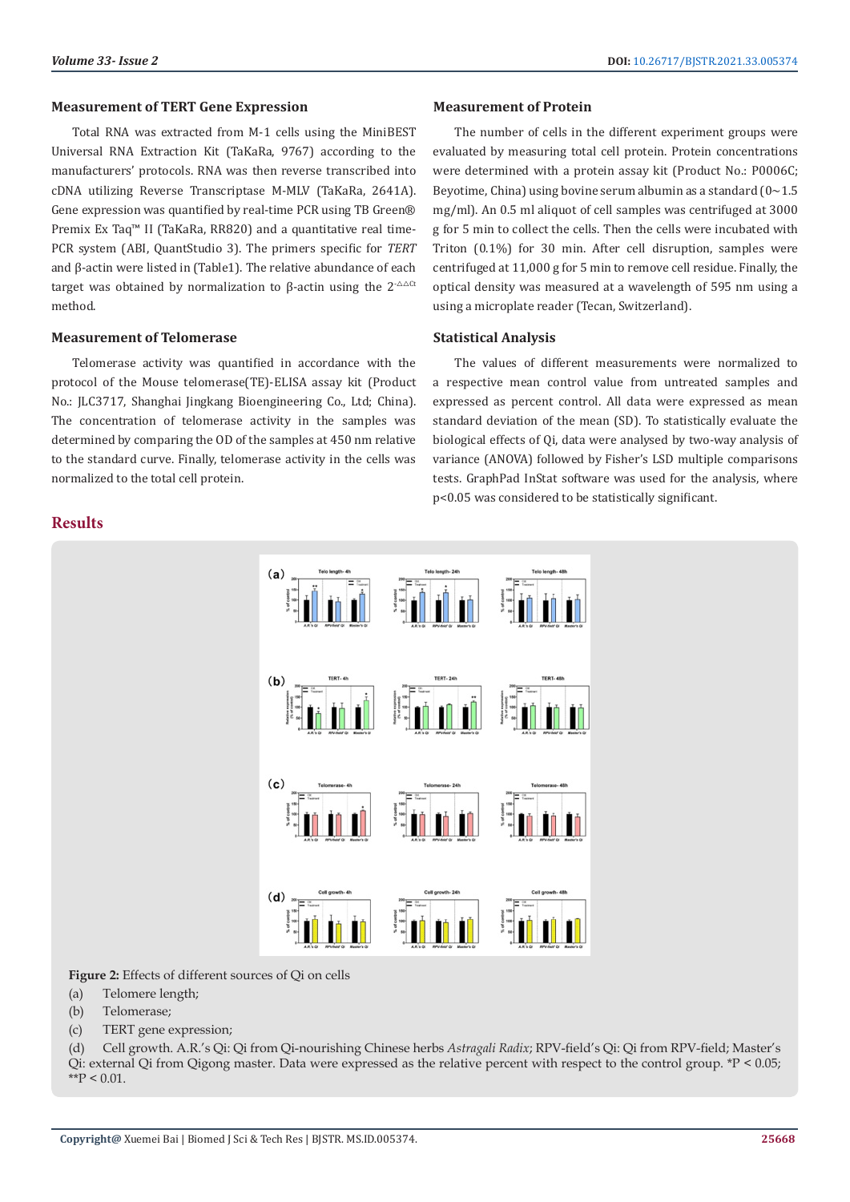### Measurement of TERT Gene Expression

Total RNA was extracted from M-1 cells using the MiniBEST Universal RNA Extraction Kit (TaKaRa, 9767) according to the manufacturers' protocols. RNA was then reverse transcribed into cDNA utilizing Reverse Transcriptase M-MLV (TaKaRa, 2641A). Gene expression was quantified by real-time PCR using TB Green® Premix Ex Taq™ II (TaKaRa, RR820) and a quantitative real time-PCR system (ABI, QuantStudio 3). The primers specific for *TERT* and β-actin were listed in (Table1). The relative abundance of each target was obtained by normalization to β-actin using the $2^{-\Delta\Delta Ct}$ method.

### Measurement of Telomerase

Telomerase activity was quantified in accordance with the protocol of the Mouse telomerase(TE)-ELISA assay kit (Product No.: JLC3717, Shanghai Jingkang Bioengineering Co., Ltd; China). The concentration of telomerase activity in the samples was determined by comparing the OD of the samples at 450 nm relative to the standard curve. Finally, telomerase activity in the cells was normalized to the total cell protein.

### Measurement of Protein

The number of cells in the different experiment groups were evaluated by measuring total cell protein. Protein concentrations were determined with a protein assay kit (Product No.: P0006C; Beyotime, China) using bovine serum albumin as a standard (0~1.5 mg/ml). An 0.5 ml aliquot of cell samples was centrifuged at 3000 g for 5 min to collect the cells. Then the cells were incubated with Triton (0.1%) for 30 min. After cell disruption, samples were centrifuged at 11,000 g for 5 min to remove cell residue. Finally, the optical density was measured at a wavelength of 595 nm using a using a microplate reader (Tecan, Switzerland).

### Statistical Analysis

The values of different measurements were normalized to a respective mean control value from untreated samples and expressed as percent control. All data were expressed as mean standard deviation of the mean (SD). To statistically evaluate the biological effects of Qi, data were analysed by two-way analysis of variance (ANOVA) followed by Fisher's LSD multiple comparisons tests. GraphPad InStat software was used for the analysis, where $p<0.05$ was considered to be statistically significant.

## Results

**Figure 2:** Effects of different sources of Qi on cells

(a) Telomere length;

(b) Telomerase;

(c) TERT gene expression;

(d) Cell growth. A.R.'s Qi: Qi from Qi-nourishing Chinese herbs *Astragali Radix*; RPV-field's Qi: Qi from RPV-field; Master's Qi: external Qi from Qigong master. Data were expressed as the relative percent with respect to the control group. $^{*}P < 0.05$; $^{**}P < 0.01$.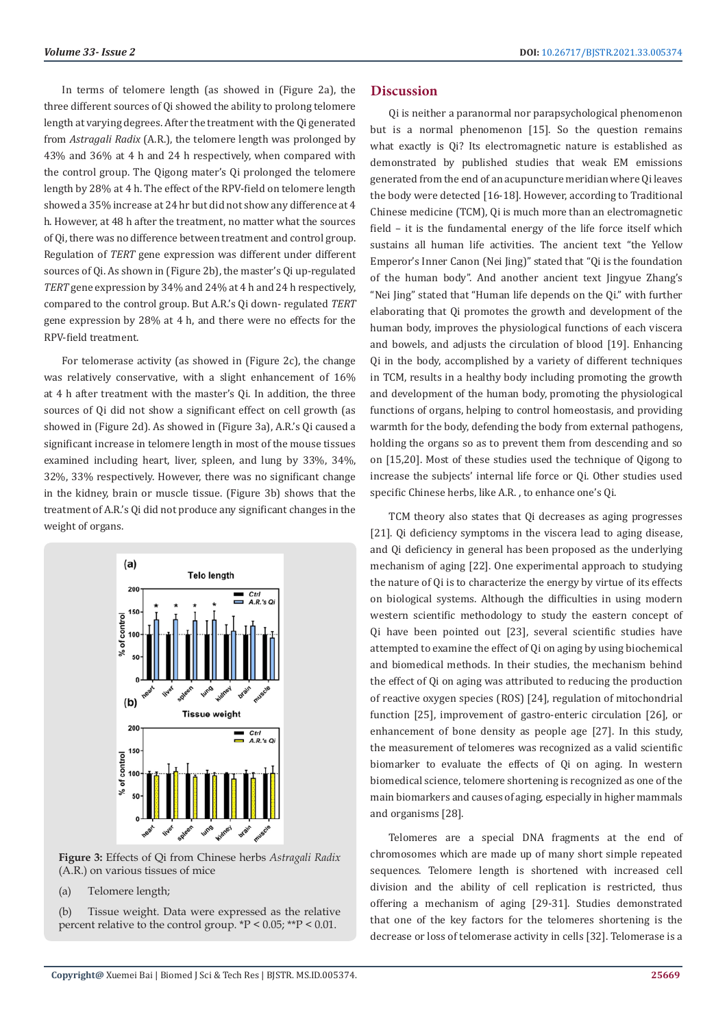In terms of telomere length (as showed in (Figure 2a), the three different sources of Qi showed the ability to prolong telomere length at varying degrees. After the treatment with the Qi generated from *Astragali Radix* (A.R.), the telomere length was prolonged by 43% and 36% at 4 h and 24 h respectively, when compared with the control group. The Qigong mater's Qi prolonged the telomere length by 28% at 4 h. The effect of the RPV-field on telomere length showed a 35% increase at 24 hr but did not show any difference at 4 h. However, at 48 h after the treatment, no matter what the sources of Qi, there was no difference between treatment and control group. Regulation of *TERT* gene expression was different under different sources of Qi. As shown in (Figure 2b), the master's Qi up-regulated *TERT* gene expression by 34% and 24% at 4 h and 24 h respectively, compared to the control group. But A.R.'s Qi down- regulated *TERT* gene expression by 28% at 4 h, and there were no effects for the RPV-field treatment.

For telomerase activity (as showed in (Figure 2c), the change was relatively conservative, with a slight enhancement of 16% at 4 h after treatment with the master's Qi. In addition, the three sources of Qi did not show a significant effect on cell growth (as showed in (Figure 2d). As showed in (Figure 3a), A.R.'s Qi caused a significant increase in telomere length in most of the mouse tissues examined including heart, liver, spleen, and lung by 33%, 34%, 32%, 33% respectively. However, there was no significant change in the kidney, brain or muscle tissue. (Figure 3b) shows that the treatment of A.R.'s Qi did not produce any significant changes in the weight of organs.

**Figure 3:** Effects of Qi from Chinese herbs *Astragali Radix* (A.R.) on various tissues of mice

(a) Telomere length;

(b) Tissue weight. Data were expressed as the relative percent relative to the control group. *P < 0.05; **P < 0.01.

## Discussion

Qi is neither a paranormal nor parapsychological phenomenon but is a normal phenomenon [15]. So the question remains what exactly is Qi? Its electromagnetic nature is established as demonstrated by published studies that weak EM emissions generated from the end of an acupuncture meridian where Qi leaves the body were detected [16-18]. However, according to Traditional Chinese medicine (TCM), Qi is much more than an electromagnetic field – it is the fundamental energy of the life force itself which sustains all human life activities. The ancient text "the Yellow Emperor's Inner Canon (Nei Jing)" stated that "Qi is the foundation of the human body". And another ancient text Jingyue Zhang's "Nei Jing" stated that "Human life depends on the Qi." with further elaborating that Qi promotes the growth and development of the human body, improves the physiological functions of each viscera and bowels, and adjusts the circulation of blood [19]. Enhancing Qi in the body, accomplished by a variety of different techniques in TCM, results in a healthy body including promoting the growth and development of the human body, promoting the physiological functions of organs, helping to control homeostasis, and providing warmth for the body, defending the body from external pathogens, holding the organs so as to prevent them from descending and so on [15,20]. Most of these studies used the technique of Qigong to increase the subjects' internal life force or Qi. Other studies used specific Chinese herbs, like A.R. , to enhance one's Qi.

TCM theory also states that Qi decreases as aging progresses [21]. Qi deficiency symptoms in the viscera lead to aging disease, and Qi deficiency in general has been proposed as the underlying mechanism of aging [22]. One experimental approach to studying the nature of Qi is to characterize the energy by virtue of its effects on biological systems. Although the difficulties in using modern western scientific methodology to study the eastern concept of Qi have been pointed out [23], several scientific studies have attempted to examine the effect of Qi on aging by using biochemical and biomedical methods. In their studies, the mechanism behind the effect of Qi on aging was attributed to reducing the production of reactive oxygen species (ROS) [24], regulation of mitochondrial function [25], improvement of gastro-enteric circulation [26], or enhancement of bone density as people age [27]. In this study, the measurement of telomeres was recognized as a valid scientific biomarker to evaluate the effects of Qi on aging. In western biomedical science, telomere shortening is recognized as one of the main biomarkers and causes of aging, especially in higher mammals and organisms [28].

Telomeres are a special DNA fragments at the end of chromosomes which are made up of many short simple repeated sequences. Telomere length is shortened with increased cell division and the ability of cell replication is restricted, thus offering a mechanism of aging [29-31]. Studies demonstrated that one of the key factors for the telomeres shortening is the decrease or loss of telomerase activity in cells [32]. Telomerase is a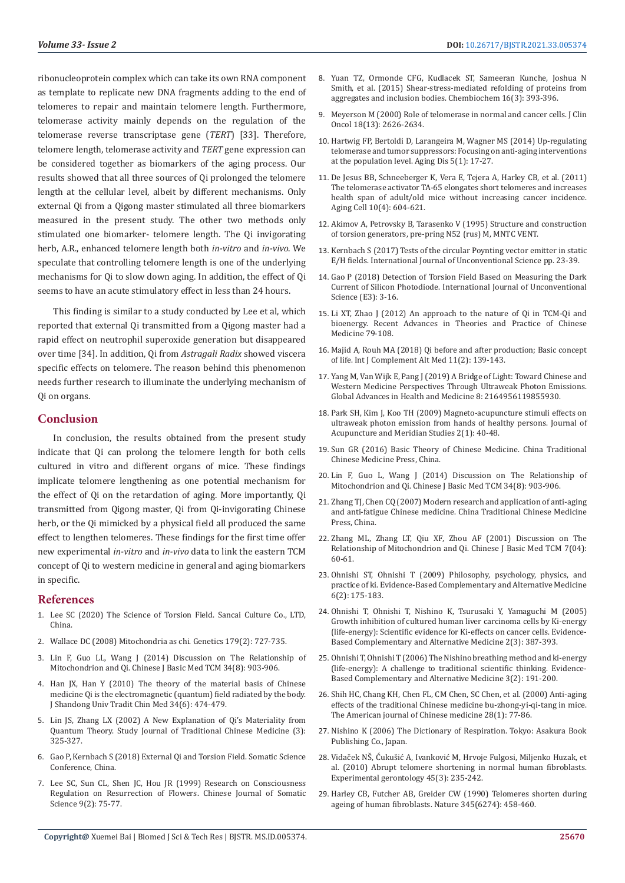ribonucleoprotein complex which can take its own RNA component as template to replicate new DNA fragments adding to the end of telomeres to repair and maintain telomere length. Furthermore, telomerase activity mainly depends on the regulation of the telomerase reverse transcriptase gene (*TERT*) [33]. Therefore, telomere length, telomerase activity and *TERT* gene expression can be considered together as biomarkers of the aging process. Our results showed that all three sources of Qi prolonged the telomere length at the cellular level, albeit by different mechanisms. Only external Qi from a Qigong master stimulated all three biomarkers measured in the present study. The other two methods only stimulated one biomarker- telomere length. The Qi invigorating herb, A.R., enhanced telomere length both *in-vitro* and *in-vivo*. We speculate that controlling telomere length is one of the underlying mechanisms for Qi to slow down aging. In addition, the effect of Qi seems to have an acute stimulatory effect in less than 24 hours.

This finding is similar to a study conducted by Lee et al, which reported that external Qi transmitted from a Qigong master had a rapid effect on neutrophil superoxide generation but disappeared over time [34]. In addition, Qi from *Astragali Radix* showed viscera specific effects on telomere. The reason behind this phenomenon needs further research to illuminate the underlying mechanism of Qi on organs.

## Conclusion

In conclusion, the results obtained from the present study indicate that Qi can prolong the telomere length for both cells cultured in vitro and different organs of mice. These findings implicate telomere lengthening as one potential mechanism for the effect of Qi on the retardation of aging. More importantly, Qi transmitted from Qigong master, Qi from Qi-invigorating Chinese herb, or the Qi mimicked by a physical field all produced the same effect to lengthen telomeres. These findings for the first time offer new experimental *in-vitro* and *in-vivo* data to link the eastern TCM concept of Qi to western medicine in general and aging biomarkers in specific.

## References

1. Lee SC (2020) The Science of Torsion Field. Sancai Culture Co., LTD, China.
2. Wallace DC (2008) Mitochondria as chi. Genetics 179(2): 727-735.
3. Lin F, Guo LL, Wang J (2014) Discussion on The Relationship of Mitochondrion and Qi. Chinese J Basic Med TCM 34(8): 903-906.
4. Han JX, Han Y (2010) The theory of the material basis of Chinese medicine Qi is the electromagnetic (quantum) field radiated by the body. J Shandong Univ Tradit Chin Med 34(6): 474-479.
5. Lin JS, Zhang LX (2002) A New Explanation of Qi's Materiality from Quantum Theory. Study Journal of Traditional Chinese Medicine (3): 325-327.
6. Gao P, Kernbach S (2018) External Qi and Torsion Field. Somatic Science Conference, China.
7. Lee SC, Sun CL, Shen JC, Hou JR (1999) Research on Consciousness Regulation on Resurrection of Flowers. Chinese Journal of Somatic Science 9(2): 75-77.
8. Yuan TZ, Ormonde CFG, Kudlacek ST, Sameeran Kunche, Joshua N Smith, et al. (2015) Shear-stress-mediated refolding of proteins from aggregates and inclusion bodies. Chembiochem 16(3): 393-396.
9. Meyerson M (2000) Role of telomerase in normal and cancer cells. J Clin Oncol 18(13): 2626-2634.
10. Hartwig FP, Bertoldi D, Larangeira M, Wagner MS (2014) Up-regulating telomerase and tumor suppressors: Focusing on anti-aging interventions at the population level. Aging Dis 5(1): 17-27.
11. De Jesus BB, Schneeberger K, Vera E, Tejera A, Harley CB, et al. (2011) The telomerase activator TA-65 elongates short telomeres and increases health span of adult/old mice without increasing cancer incidence. Aging Cell 10(4): 604-621.
12. Akimov A, Petrovsky B, Tarasenko V (1995) Structure and construction of torsion generators, pre-pring N52 (rus) M, MNTC VENT.
13. Kernbach S (2017) Tests of the circular Poynting vector emitter in static E/H fields. International Journal of Unconventional Science pp. 23-39.
14. Gao P (2018) Detection of Torsion Field Based on Measuring the Dark Current of Silicon Photodiode. International Journal of Unconventional Science (E3): 3-16.
15. Li XT, Zhao J (2012) An approach to the nature of Qi in TCM-Qi and bioenergy. Recent Advances in Theories and Practice of Chinese Medicine 79-108.
16. Majid A, Rouh MA (2018) Qi before and after production; Basic concept of life. Int J Complement Alt Med 11(2): 139-143.
17. Yang M, Van Wijk E, Pang J (2019) A Bridge of Light: Toward Chinese and Western Medicine Perspectives Through Ultraweak Photon Emissions. Global Advances in Health and Medicine 8: 2164956119855930.
18. Park SH, Kim J, Koo TH (2009) Magneto-acupuncture stimuli effects on ultraweak photon emission from hands of healthy persons. Journal of Acupuncture and Meridian Studies 2(1): 40-48.
19. Sun GR (2016) Basic Theory of Chinese Medicine. China Traditional Chinese Medicine Press, China.
20. Lin F, Guo L, Wang J (2014) Discussion on The Relationship of Mitochondrion and Qi. Chinese J Basic Med TCM 34(8): 903-906.
21. Zhang TJ, Chen CQ (2007) Modern research and application of anti-aging and anti-fatigue Chinese medicine. China Traditional Chinese Medicine Press, China.
22. Zhang ML, Zhang LT, Qiu XF, Zhou AF (2001) Discussion on The Relationship of Mitochondrion and Qi. Chinese J Basic Med TCM 7(04): 60-61.
23. Ohnishi ST, Ohnishi T (2009) Philosophy, psychology, physics, and practice of ki. Evidence-Based Complementary and Alternative Medicine 6(2): 175-183.
24. Ohnishi T, Ohnishi T, Nishino K, Tsurusaki Y, Yamaguchi M (2005) Growth inhibition of cultured human liver carcinoma cells by Ki-energy (life-energy): Scientific evidence for Ki-effects on cancer cells. Evidence-Based Complementary and Alternative Medicine 2(3): 387-393.
25. Ohnishi T, Ohnishi T (2006) The Nishino breathing method and ki-energy (life-energy): A challenge to traditional scientific thinking. Evidence-Based Complementary and Alternative Medicine 3(2): 191-200.
26. Shih HC, Chang KH, Chen FL, CM Chen, SC Chen, et al. (2000) Anti-aging effects of the traditional Chinese medicine bu-zhong-yi-qi-tang in mice. The American journal of Chinese medicine 28(1): 77-86.
27. Nishino K (2006) The Dictionary of Respiration. Tokyo: Asakura Book Publishing Co., Japan.
28. Vidaček NŠ, Ćukušić A, Ivanković M, Hrvoje Fulgosi, Miljenko Huzak, et al. (2010) Abrupt telomere shortening in normal human fibroblasts. Experimental gerontology 45(3): 235-242.
29. Harley CB, Futcher AB, Greider CW (1990) Telomeres shorten during ageing of human fibroblasts. Nature 345(6274): 458-460.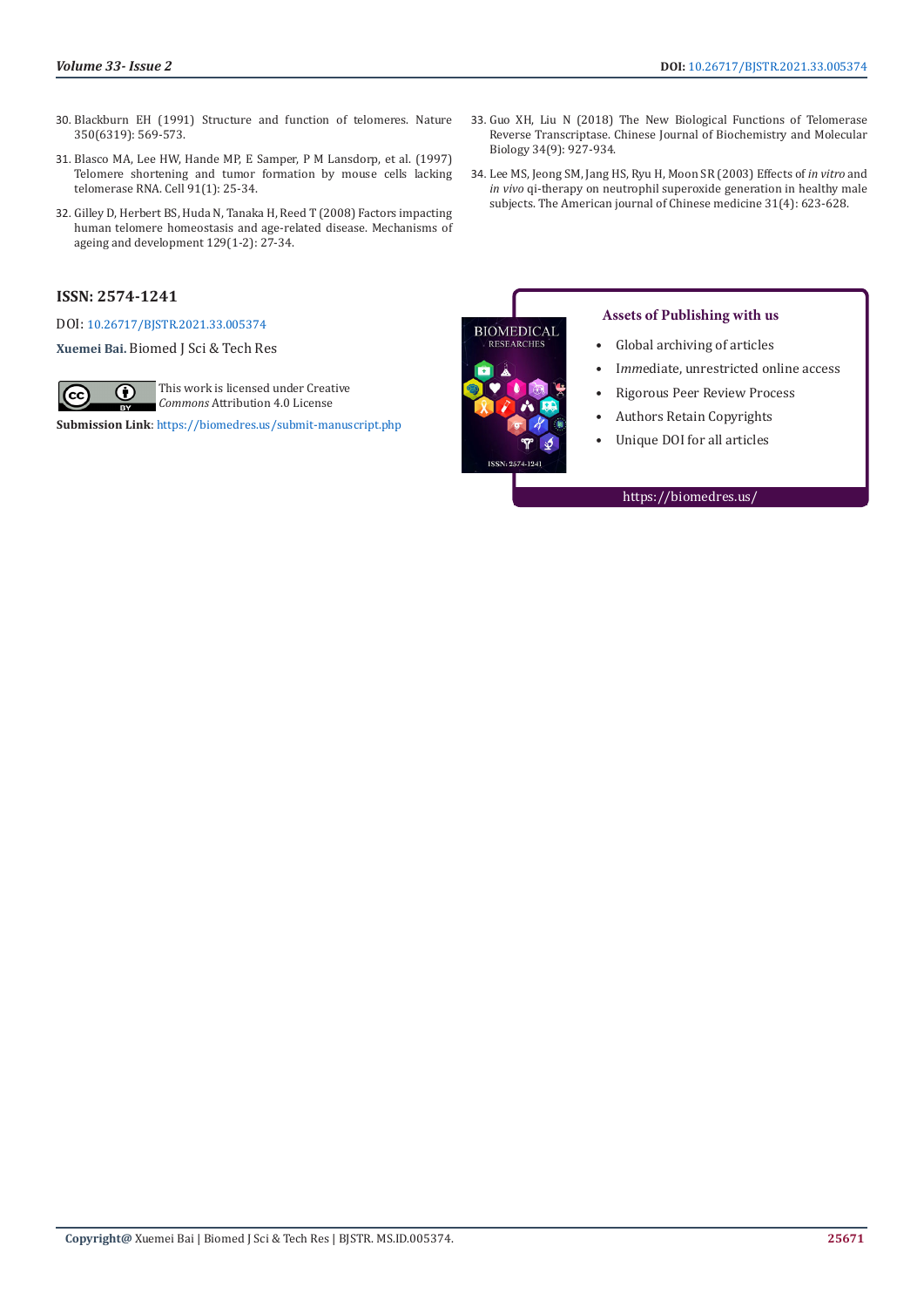30. Blackburn EH (1991) Structure and function of telomeres. Nature 350(6319): 569-573.
31. Blasco MA, Lee HW, Hande MP, E Samper, P M Lansdorp, et al. (1997) Telomere shortening and tumor formation by mouse cells lacking telomerase RNA. Cell 91(1): 25-34.
32. Gilley D, Herbert BS, Huda N, Tanaka H, Reed T (2008) Factors impacting human telomere homeostasis and age-related disease. Mechanisms of ageing and development 129(1-2): 27-34.
33. Guo XH, Liu N (2018) The New Biological Functions of Telomerase Reverse Transcriptase. Chinese Journal of Biochemistry and Molecular Biology 34(9): 927-934.
34. Lee MS, Jeong SM, Jang HS, Ryu H, Moon SR (2003) Effects of *in vitro* and *in vivo* qi-therapy on neutrophil superoxide generation in healthy male subjects. The American journal of Chinese medicine 31(4): 623-628.

**ISSN: 2574-1241**

DOI: 10.26717/BJSTR.2021.33.005374

**Xuemei Bai.** Biomed J Sci & Tech Res

This work is licensed under Creative *Commons* Attribution 4.0 License

**Submission Link**: https://biomedres.us/submit-manuscript.php

**Assets of Publishing with us**

- Global archiving of articles
- Immediate, unrestricted online access
- Rigorous Peer Review Process
- Authors Retain Copyrights
- Unique DOI for all articles

https://biomedres.us/